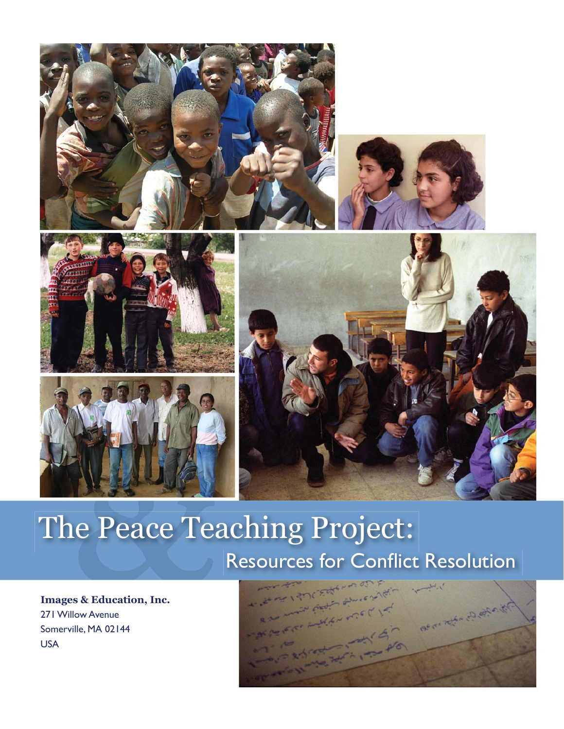# The Peace Teaching Project:

## Resources for Conflict Resolution

**Images & Education, Inc.**
271 Willow Avenue
Somerville, MA 02144
USA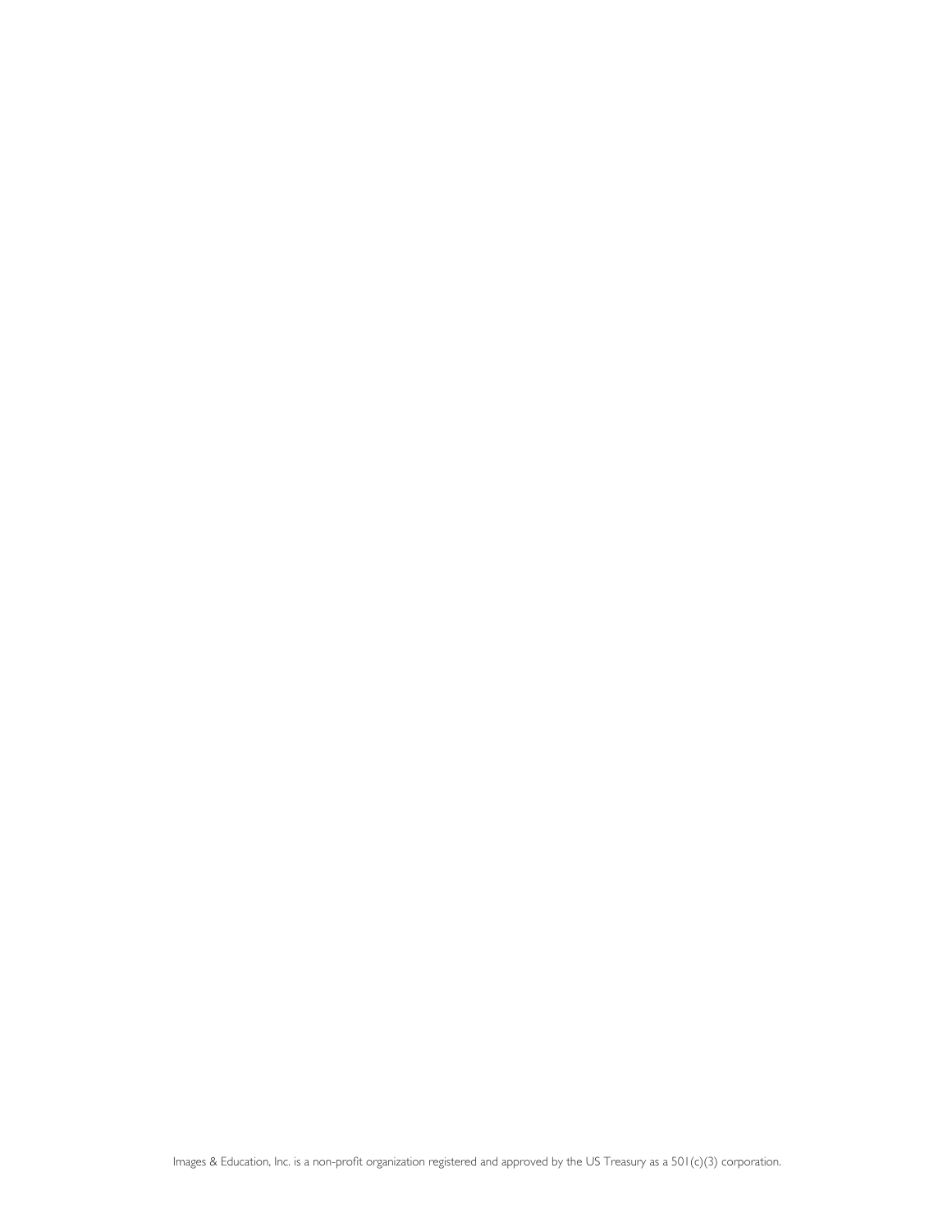Images & Education, Inc. is a non-profit organization registered and approved by the US Treasury as a 501(c)(3) corporation.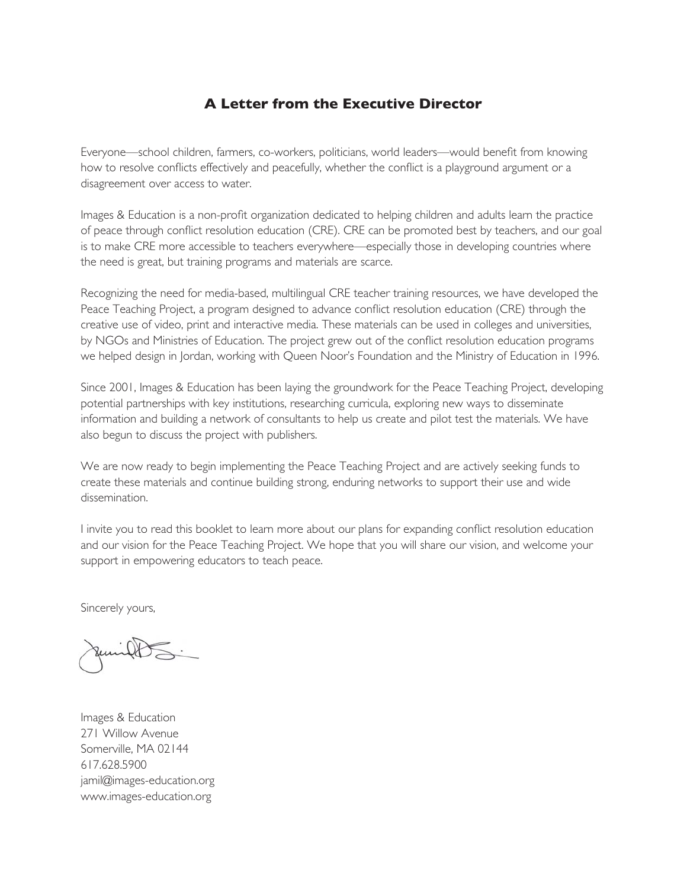## A Letter from the Executive Director

Everyone—school children, farmers, co-workers, politicians, world leaders—would benefit from knowing how to resolve conflicts effectively and peacefully, whether the conflict is a playground argument or a disagreement over access to water.

Images & Education is a non-profit organization dedicated to helping children and adults learn the practice of peace through conflict resolution education (CRE). CRE can be promoted best by teachers, and our goal is to make CRE more accessible to teachers everywhere—especially those in developing countries where the need is great, but training programs and materials are scarce.

Recognizing the need for media-based, multilingual CRE teacher training resources, we have developed the Peace Teaching Project, a program designed to advance conflict resolution education (CRE) through the creative use of video, print and interactive media. These materials can be used in colleges and universities, by NGOs and Ministries of Education. The project grew out of the conflict resolution education programs we helped design in Jordan, working with Queen Noor's Foundation and the Ministry of Education in 1996.

Since 2001, Images & Education has been laying the groundwork for the Peace Teaching Project, developing potential partnerships with key institutions, researching curricula, exploring new ways to disseminate information and building a network of consultants to help us create and pilot test the materials. We have also begun to discuss the project with publishers.

We are now ready to begin implementing the Peace Teaching Project and are actively seeking funds to create these materials and continue building strong, enduring networks to support their use and wide dissemination.

I invite you to read this booklet to learn more about our plans for expanding conflict resolution education and our vision for the Peace Teaching Project. We hope that you will share our vision, and welcome your support in empowering educators to teach peace.

Sincerely yours,

Images & Education
271 Willow Avenue
Somerville, MA 02144
617.628.5900
jamil@images-education.org
www.images-education.org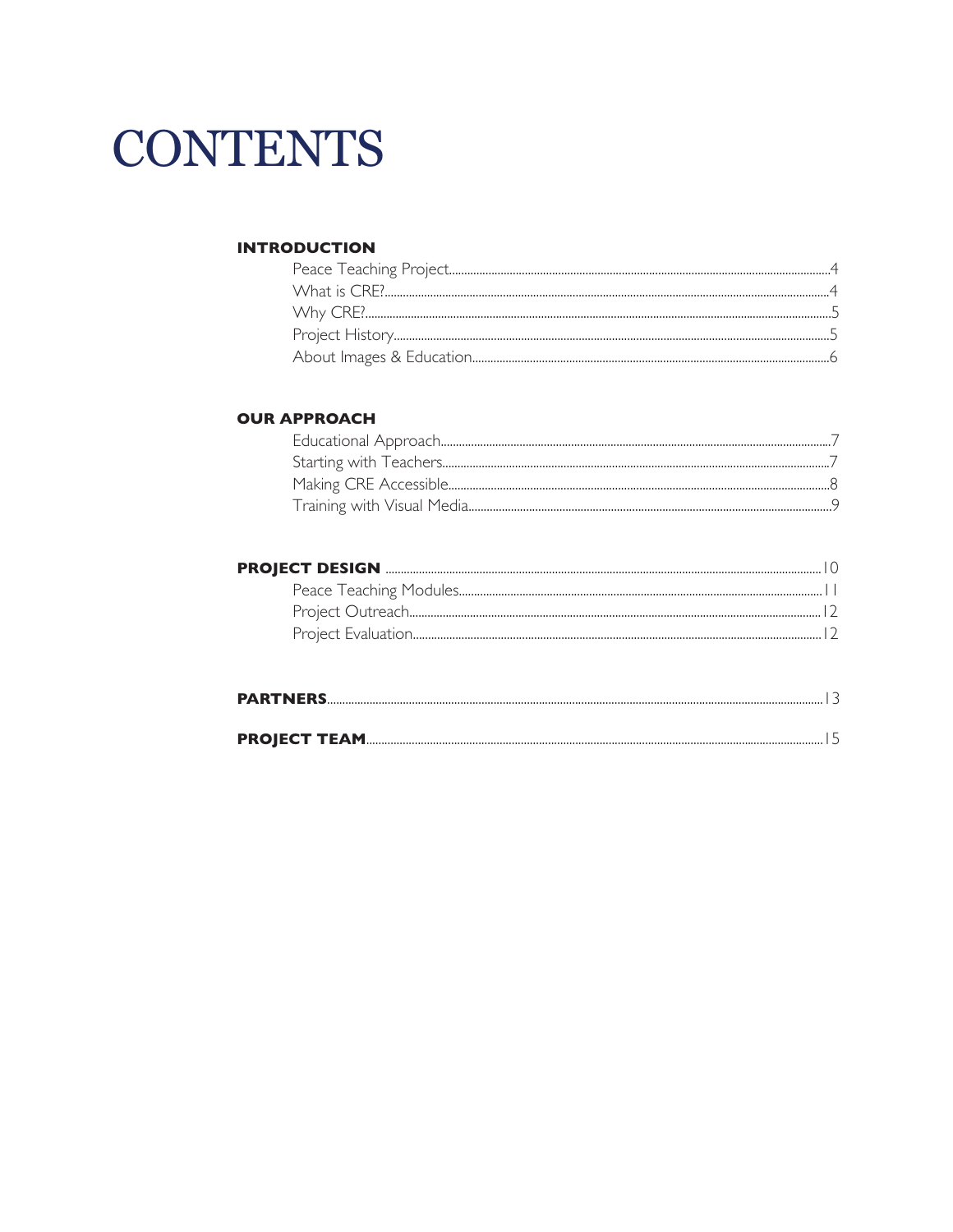# CONTENTS

**INTRODUCTION**

- Peace Teaching Project........4
- What is CRE?........4
- Why CRE?........5
- Project History........5
- About Images & Education........6

**OUR APPROACH**

- Educational Approach........7
- Starting with Teachers........7
- Making CRE Accessible........8
- Training with Visual Media........9

**PROJECT DESIGN**........10

- Peace Teaching Modules........11
- Project Outreach........12
- Project Evaluation........12

**PARTNERS**........13

**PROJECT TEAM**........15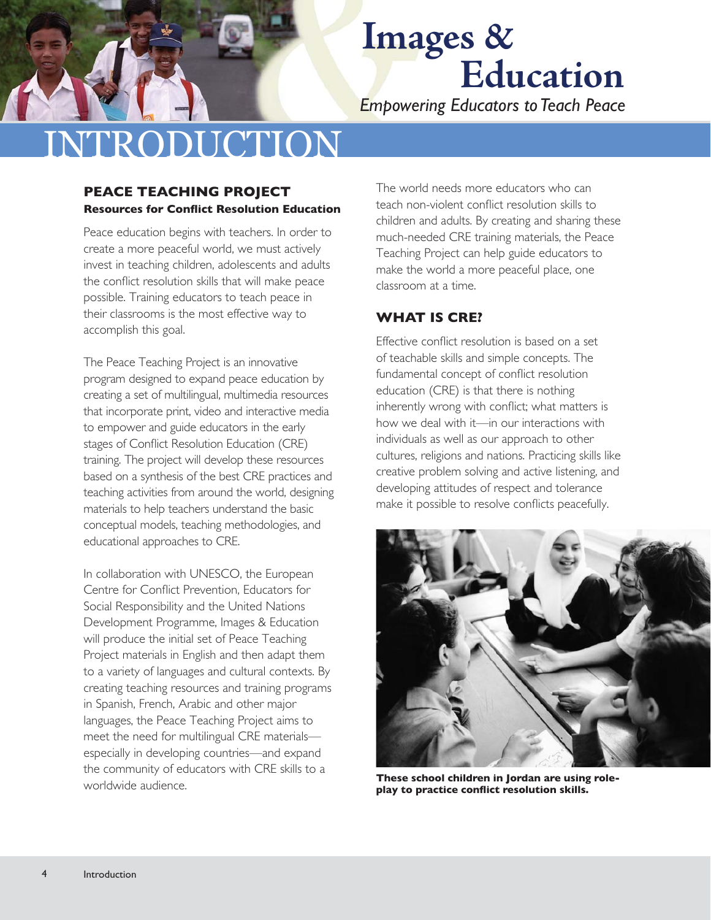# Images & Education

*Empowering Educators to Teach Peace*

# INTRODUCTION

## PEACE TEACHING PROJECT

**Resources for Conflict Resolution Education**

Peace education begins with teachers. In order to create a more peaceful world, we must actively invest in teaching children, adolescents and adults the conflict resolution skills that will make peace possible. Training educators to teach peace in their classrooms is the most effective way to accomplish this goal.

The Peace Teaching Project is an innovative program designed to expand peace education by creating a set of multilingual, multimedia resources that incorporate print, video and interactive media to empower and guide educators in the early stages of Conflict Resolution Education (CRE) training. The project will develop these resources based on a synthesis of the best CRE practices and teaching activities from around the world, designing materials to help teachers understand the basic conceptual models, teaching methodologies, and educational approaches to CRE.

In collaboration with UNESCO, the European Centre for Conflict Prevention, Educators for Social Responsibility and the United Nations Development Programme, Images & Education will produce the initial set of Peace Teaching Project materials in English and then adapt them to a variety of languages and cultural contexts. By creating teaching resources and training programs in Spanish, French, Arabic and other major languages, the Peace Teaching Project aims to meet the need for multilingual CRE materials—especially in developing countries—and expand the community of educators with CRE skills to a worldwide audience.

The world needs more educators who can teach non-violent conflict resolution skills to children and adults. By creating and sharing these much-needed CRE training materials, the Peace Teaching Project can help guide educators to make the world a more peaceful place, one classroom at a time.

## WHAT IS CRE?

Effective conflict resolution is based on a set of teachable skills and simple concepts. The fundamental concept of conflict resolution education (CRE) is that there is nothing inherently wrong with conflict; what matters is how we deal with it—in our interactions with individuals as well as our approach to other cultures, religions and nations. Practicing skills like creative problem solving and active listening, and developing attitudes of respect and tolerance make it possible to resolve conflicts peacefully.

**These school children in Jordan are using role-play to practice conflict resolution skills.**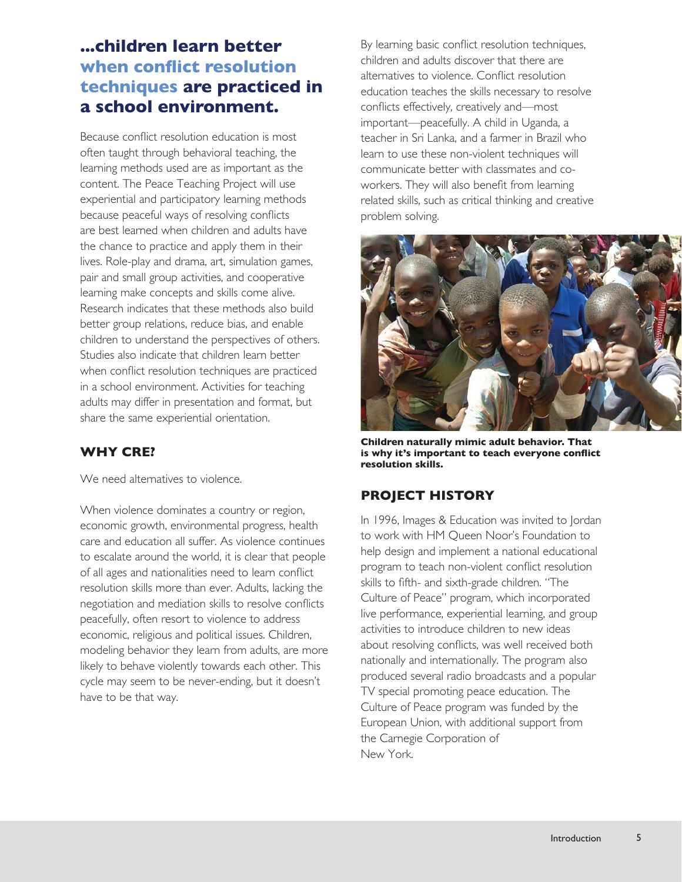## ...children learn better when conflict resolution techniques are practiced in a school environment.

Because conflict resolution education is most often taught through behavioral teaching, the learning methods used are as important as the content. The Peace Teaching Project will use experiential and participatory learning methods because peaceful ways of resolving conflicts are best learned when children and adults have the chance to practice and apply them in their lives. Role-play and drama, art, simulation games, pair and small group activities, and cooperative learning make concepts and skills come alive. Research indicates that these methods also build better group relations, reduce bias, and enable children to understand the perspectives of others. Studies also indicate that children learn better when conflict resolution techniques are practiced in a school environment. Activities for teaching adults may differ in presentation and format, but share the same experiential orientation.

### WHY CRE?

We need alternatives to violence.

When violence dominates a country or region, economic growth, environmental progress, health care and education all suffer. As violence continues to escalate around the world, it is clear that people of all ages and nationalities need to learn conflict resolution skills more than ever. Adults, lacking the negotiation and mediation skills to resolve conflicts peacefully, often resort to violence to address economic, religious and political issues. Children, modeling behavior they learn from adults, are more likely to behave violently towards each other. This cycle may seem to be never-ending, but it doesn't have to be that way.

By learning basic conflict resolution techniques, children and adults discover that there are alternatives to violence. Conflict resolution education teaches the skills necessary to resolve conflicts effectively, creatively and—most important—peacefully. A child in Uganda, a teacher in Sri Lanka, and a farmer in Brazil who learn to use these non-violent techniques will communicate better with classmates and co-workers. They will also benefit from learning related skills, such as critical thinking and creative problem solving.

**Children naturally mimic adult behavior. That is why it's important to teach everyone conflict resolution skills.**

### PROJECT HISTORY

In 1996, Images & Education was invited to Jordan to work with HM Queen Noor's Foundation to help design and implement a national educational program to teach non-violent conflict resolution skills to fifth- and sixth-grade children. "The Culture of Peace" program, which incorporated live performance, experiential learning, and group activities to introduce children to new ideas about resolving conflicts, was well received both nationally and internationally. The program also produced several radio broadcasts and a popular TV special promoting peace education. The Culture of Peace program was funded by the European Union, with additional support from the Carnegie Corporation of New York.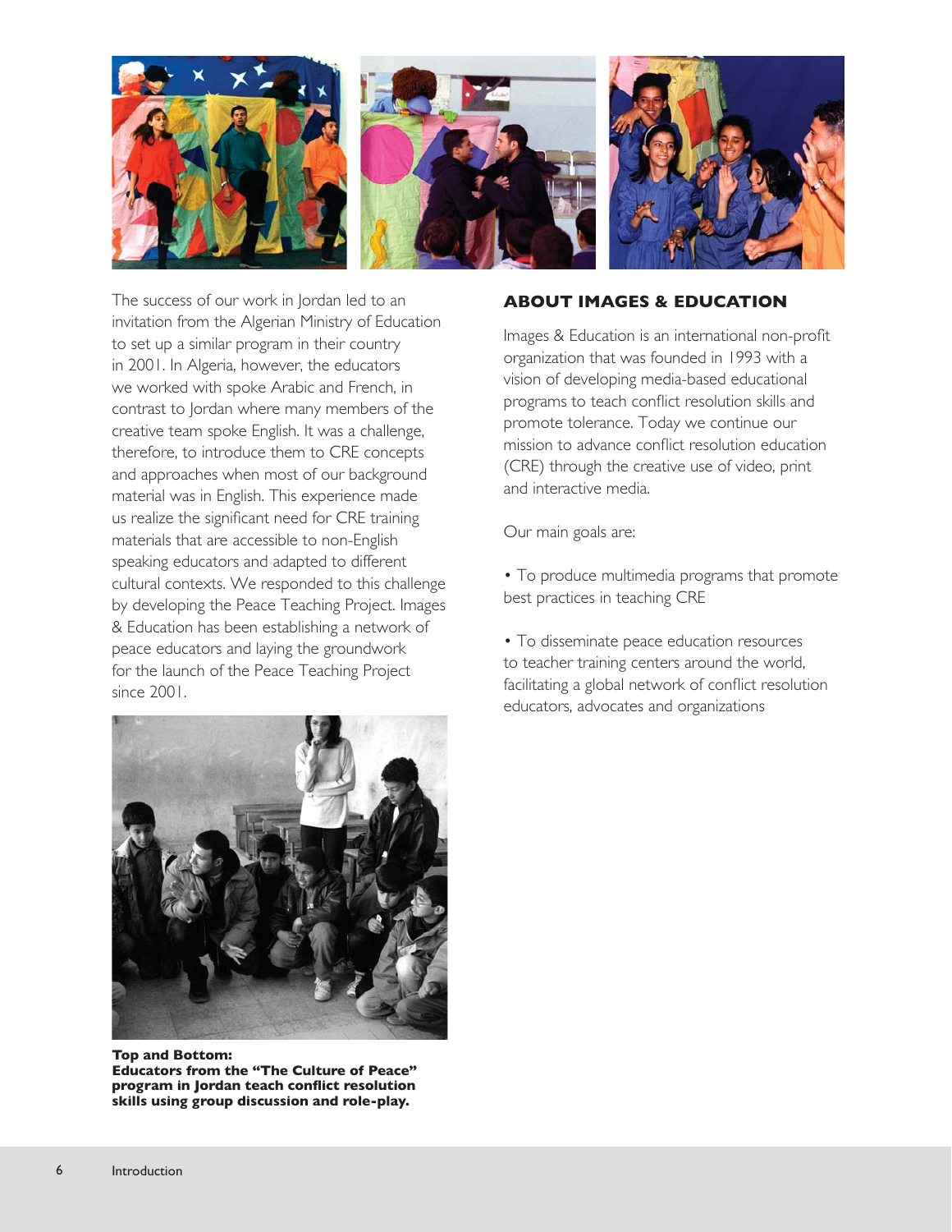The success of our work in Jordan led to an invitation from the Algerian Ministry of Education to set up a similar program in their country in 2001. In Algeria, however, the educators we worked with spoke Arabic and French, in contrast to Jordan where many members of the creative team spoke English. It was a challenge, therefore, to introduce them to CRE concepts and approaches when most of our background material was in English. This experience made us realize the significant need for CRE training materials that are accessible to non-English speaking educators and adapted to different cultural contexts. We responded to this challenge by developing the Peace Teaching Project. Images & Education has been establishing a network of peace educators and laying the groundwork for the launch of the Peace Teaching Project since 2001.

**Top and Bottom:**
**Educators from the "The Culture of Peace" program in Jordan teach conflict resolution skills using group discussion and role-play.**

## ABOUT IMAGES & EDUCATION

Images & Education is an international non-profit organization that was founded in 1993 with a vision of developing media-based educational programs to teach conflict resolution skills and promote tolerance. Today we continue our mission to advance conflict resolution education (CRE) through the creative use of video, print and interactive media.

Our main goals are:

• To produce multimedia programs that promote best practices in teaching CRE

• To disseminate peace education resources to teacher training centers around the world, facilitating a global network of conflict resolution educators, advocates and organizations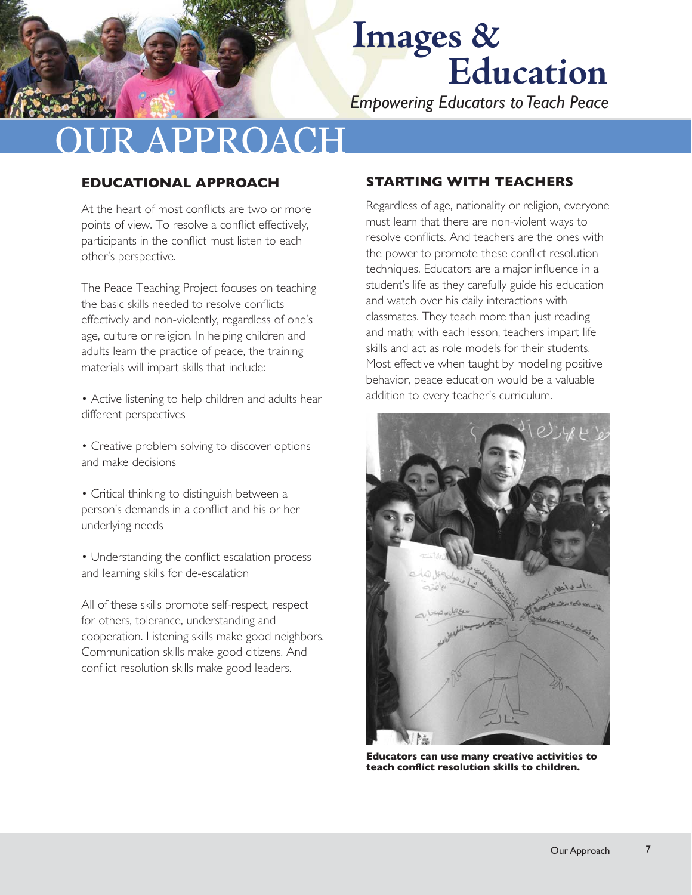# Images & Education

*Empowering Educators to Teach Peace*

# OUR APPROACH

## EDUCATIONAL APPROACH

At the heart of most conflicts are two or more points of view. To resolve a conflict effectively, participants in the conflict must listen to each other's perspective.

The Peace Teaching Project focuses on teaching the basic skills needed to resolve conflicts effectively and non-violently, regardless of one's age, culture or religion. In helping children and adults learn the practice of peace, the training materials will impart skills that include:

- Active listening to help children and adults hear different perspectives
- Creative problem solving to discover options and make decisions
- Critical thinking to distinguish between a person's demands in a conflict and his or her underlying needs
- Understanding the conflict escalation process and learning skills for de-escalation

All of these skills promote self-respect, respect for others, tolerance, understanding and cooperation. Listening skills make good neighbors. Communication skills make good citizens. And conflict resolution skills make good leaders.

## STARTING WITH TEACHERS

Regardless of age, nationality or religion, everyone must learn that there are non-violent ways to resolve conflicts. And teachers are the ones with the power to promote these conflict resolution techniques. Educators are a major influence in a student's life as they carefully guide his education and watch over his daily interactions with classmates. They teach more than just reading and math; with each lesson, teachers impart life skills and act as role models for their students. Most effective when taught by modeling positive behavior, peace education would be a valuable addition to every teacher's curriculum.

**Educators can use many creative activities to teach conflict resolution skills to children.**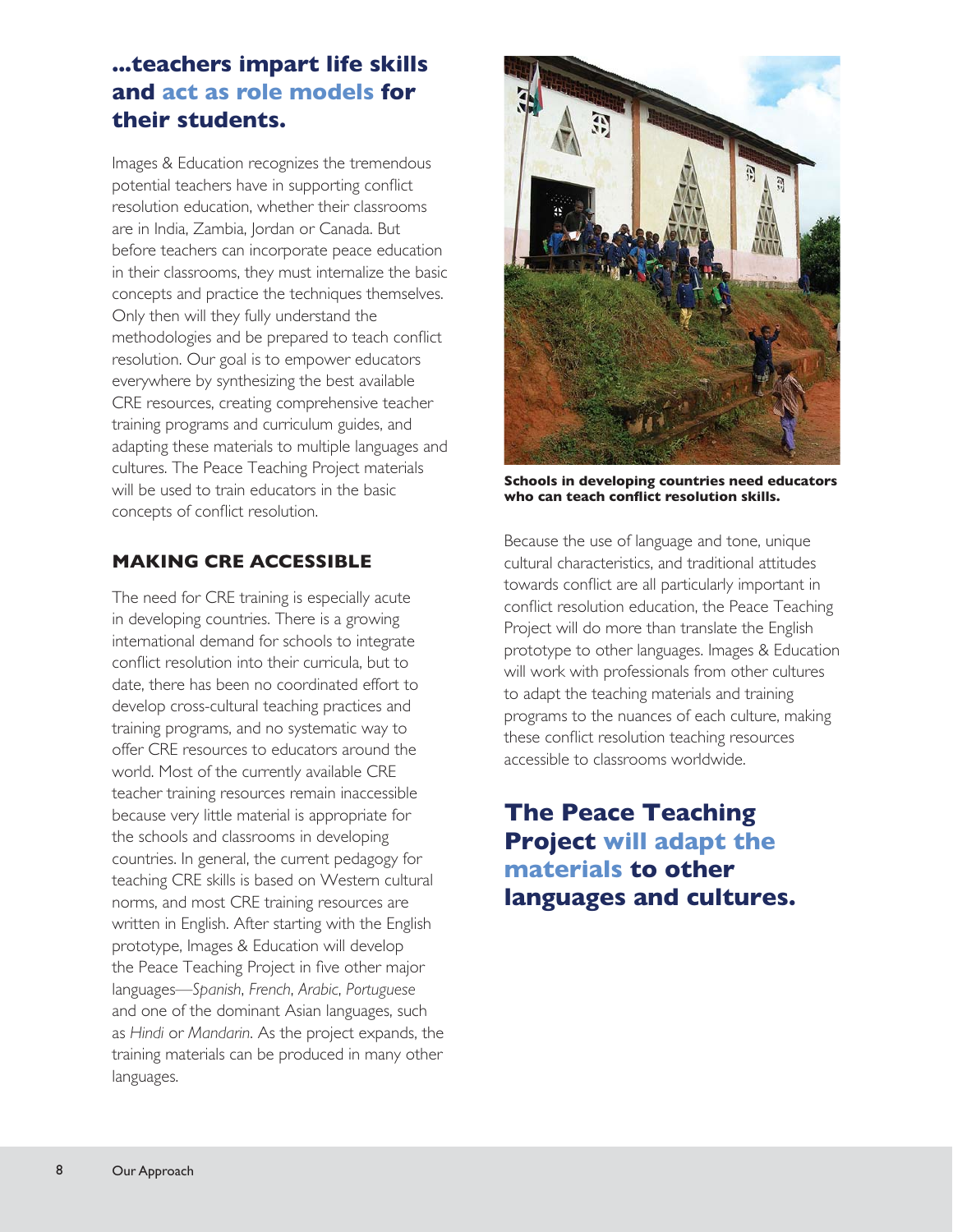## ...teachers impart life skills and act as role models for their students.

Images & Education recognizes the tremendous potential teachers have in supporting conflict resolution education, whether their classrooms are in India, Zambia, Jordan or Canada. But before teachers can incorporate peace education in their classrooms, they must internalize the basic concepts and practice the techniques themselves. Only then will they fully understand the methodologies and be prepared to teach conflict resolution. Our goal is to empower educators everywhere by synthesizing the best available CRE resources, creating comprehensive teacher training programs and curriculum guides, and adapting these materials to multiple languages and cultures. The Peace Teaching Project materials will be used to train educators in the basic concepts of conflict resolution.

### MAKING CRE ACCESSIBLE

The need for CRE training is especially acute in developing countries. There is a growing international demand for schools to integrate conflict resolution into their curricula, but to date, there has been no coordinated effort to develop cross-cultural teaching practices and training programs, and no systematic way to offer CRE resources to educators around the world. Most of the currently available CRE teacher training resources remain inaccessible because very little material is appropriate for the schools and classrooms in developing countries. In general, the current pedagogy for teaching CRE skills is based on Western cultural norms, and most CRE training resources are written in English. After starting with the English prototype, Images & Education will develop the Peace Teaching Project in five other major languages—*Spanish*, *French*, *Arabic*, *Portuguese* and one of the dominant Asian languages, such as *Hindi* or *Mandarin*. As the project expands, the training materials can be produced in many other languages.

**Schools in developing countries need educators who can teach conflict resolution skills.**

Because the use of language and tone, unique cultural characteristics, and traditional attitudes towards conflict are all particularly important in conflict resolution education, the Peace Teaching Project will do more than translate the English prototype to other languages. Images & Education will work with professionals from other cultures to adapt the teaching materials and training programs to the nuances of each culture, making these conflict resolution teaching resources accessible to classrooms worldwide.

## The Peace Teaching Project will adapt the materials to other languages and cultures.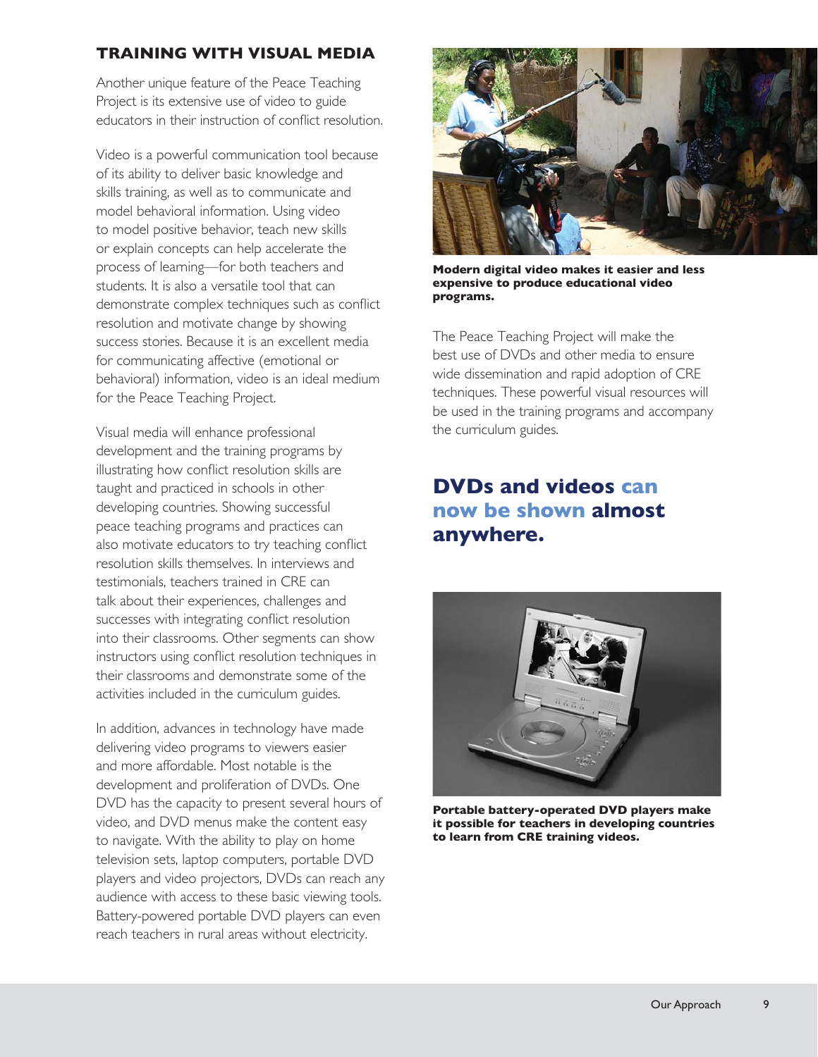## TRAINING WITH VISUAL MEDIA

Another unique feature of the Peace Teaching Project is its extensive use of video to guide educators in their instruction of conflict resolution.

Video is a powerful communication tool because of its ability to deliver basic knowledge and skills training, as well as to communicate and model behavioral information. Using video to model positive behavior, teach new skills or explain concepts can help accelerate the process of learning—for both teachers and students. It is also a versatile tool that can demonstrate complex techniques such as conflict resolution and motivate change by showing success stories. Because it is an excellent media for communicating affective (emotional or behavioral) information, video is an ideal medium for the Peace Teaching Project.

Visual media will enhance professional development and the training programs by illustrating how conflict resolution skills are taught and practiced in schools in other developing countries. Showing successful peace teaching programs and practices can also motivate educators to try teaching conflict resolution skills themselves. In interviews and testimonials, teachers trained in CRE can talk about their experiences, challenges and successes with integrating conflict resolution into their classrooms. Other segments can show instructors using conflict resolution techniques in their classrooms and demonstrate some of the activities included in the curriculum guides.

In addition, advances in technology have made delivering video programs to viewers easier and more affordable. Most notable is the development and proliferation of DVDs. One DVD has the capacity to present several hours of video, and DVD menus make the content easy to navigate. With the ability to play on home television sets, laptop computers, portable DVD players and video projectors, DVDs can reach any audience with access to these basic viewing tools. Battery-powered portable DVD players can even reach teachers in rural areas without electricity.

**Modern digital video makes it easier and less expensive to produce educational video programs.**

The Peace Teaching Project will make the best use of DVDs and other media to ensure wide dissemination and rapid adoption of CRE techniques. These powerful visual resources will be used in the training programs and accompany the curriculum guides.

## DVDs and videos can now be shown almost anywhere.

**Portable battery-operated DVD players make it possible for teachers in developing countries to learn from CRE training videos.**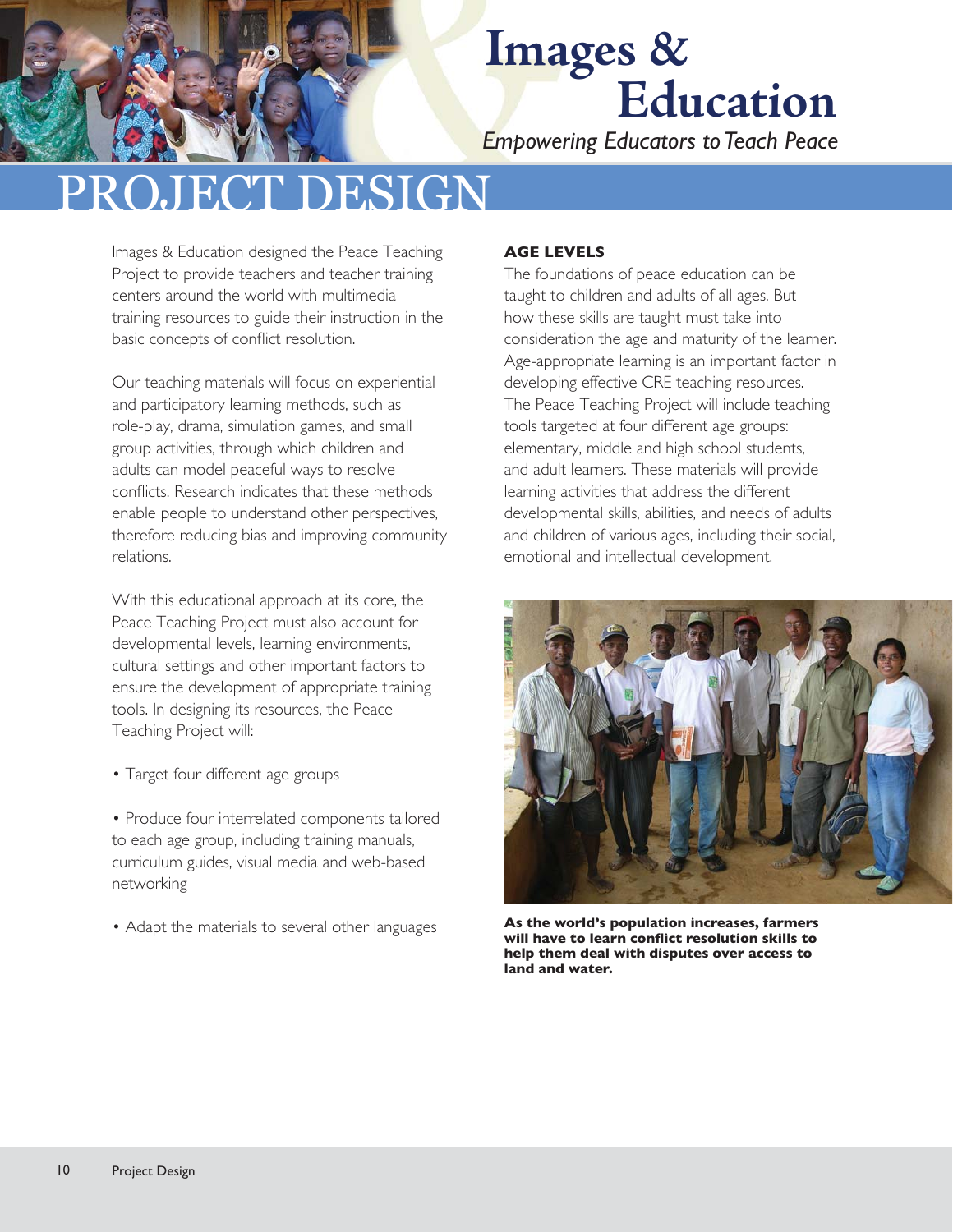# Images & Education

*Empowering Educators to Teach Peace*

## PROJECT DESIGN

Images & Education designed the Peace Teaching Project to provide teachers and teacher training centers around the world with multimedia training resources to guide their instruction in the basic concepts of conflict resolution.

Our teaching materials will focus on experiential and participatory learning methods, such as role-play, drama, simulation games, and small group activities, through which children and adults can model peaceful ways to resolve conflicts. Research indicates that these methods enable people to understand other perspectives, therefore reducing bias and improving community relations.

With this educational approach at its core, the Peace Teaching Project must also account for developmental levels, learning environments, cultural settings and other important factors to ensure the development of appropriate training tools. In designing its resources, the Peace Teaching Project will:

- Target four different age groups
- Produce four interrelated components tailored to each age group, including training manuals, curriculum guides, visual media and web-based networking
- Adapt the materials to several other languages

### AGE LEVELS

The foundations of peace education can be taught to children and adults of all ages. But how these skills are taught must take into consideration the age and maturity of the learner. Age-appropriate learning is an important factor in developing effective CRE teaching resources. The Peace Teaching Project will include teaching tools targeted at four different age groups: elementary, middle and high school students, and adult learners. These materials will provide learning activities that address the different developmental skills, abilities, and needs of adults and children of various ages, including their social, emotional and intellectual development.

**As the world's population increases, farmers will have to learn conflict resolution skills to help them deal with disputes over access to land and water.**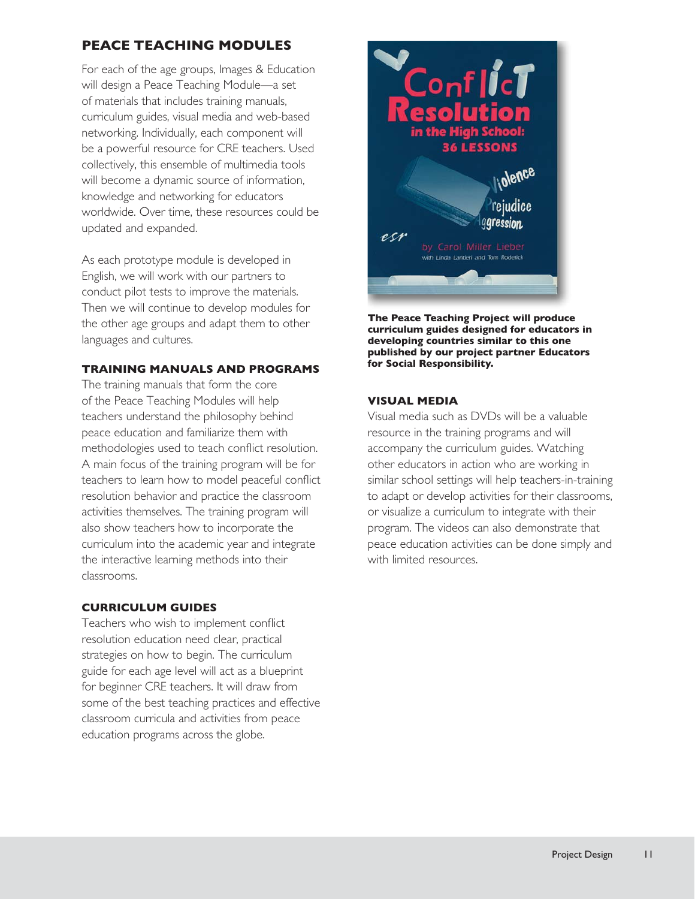## PEACE TEACHING MODULES

For each of the age groups, Images & Education will design a Peace Teaching Module—a set of materials that includes training manuals, curriculum guides, visual media and web-based networking. Individually, each component will be a powerful resource for CRE teachers. Used collectively, this ensemble of multimedia tools will become a dynamic source of information, knowledge and networking for educators worldwide. Over time, these resources could be updated and expanded.

As each prototype module is developed in English, we will work with our partners to conduct pilot tests to improve the materials. Then we will continue to develop modules for the other age groups and adapt them to other languages and cultures.

### TRAINING MANUALS AND PROGRAMS

The training manuals that form the core of the Peace Teaching Modules will help teachers understand the philosophy behind peace education and familiarize them with methodologies used to teach conflict resolution. A main focus of the training program will be for teachers to learn how to model peaceful conflict resolution behavior and practice the classroom activities themselves. The training program will also show teachers how to incorporate the curriculum into the academic year and integrate the interactive learning methods into their classrooms.

### CURRICULUM GUIDES

Teachers who wish to implement conflict resolution education need clear, practical strategies on how to begin. The curriculum guide for each age level will act as a blueprint for beginner CRE teachers. It will draw from some of the best teaching practices and effective classroom curricula and activities from peace education programs across the globe.

**The Peace Teaching Project will produce curriculum guides designed for educators in developing countries similar to this one published by our project partner Educators for Social Responsibility.**

### VISUAL MEDIA

Visual media such as DVDs will be a valuable resource in the training programs and will accompany the curriculum guides. Watching other educators in action who are working in similar school settings will help teachers-in-training to adapt or develop activities for their classrooms, or visualize a curriculum to integrate with their program. The videos can also demonstrate that peace education activities can be done simply and with limited resources.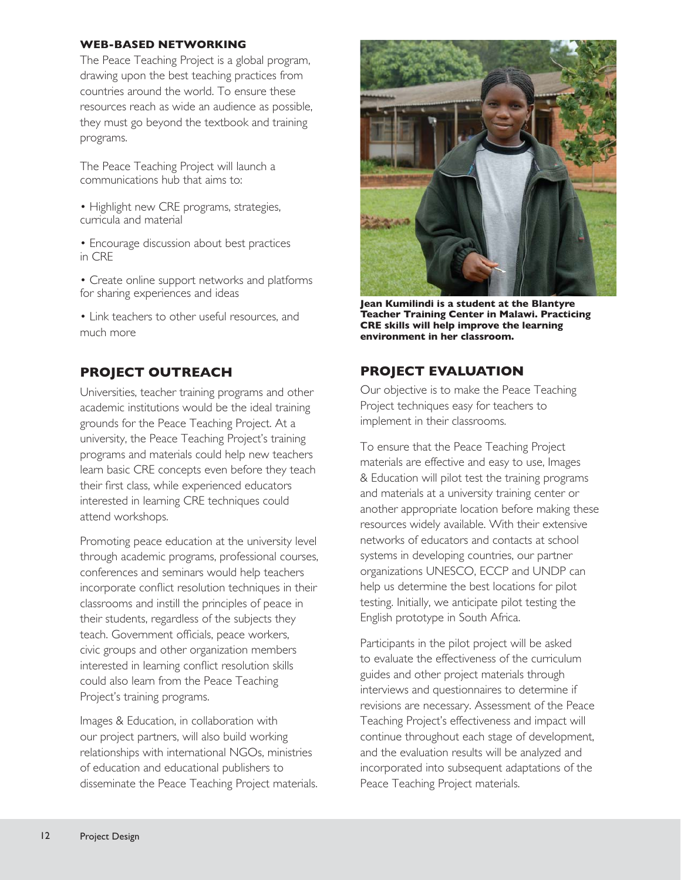## WEB-BASED NETWORKING

The Peace Teaching Project is a global program, drawing upon the best teaching practices from countries around the world. To ensure these resources reach as wide an audience as possible, they must go beyond the textbook and training programs.

The Peace Teaching Project will launch a communications hub that aims to:

- Highlight new CRE programs, strategies, curricula and material
- Encourage discussion about best practices in CRE
- Create online support networks and platforms for sharing experiences and ideas
- Link teachers to other useful resources, and much more

## PROJECT OUTREACH

Universities, teacher training programs and other academic institutions would be the ideal training grounds for the Peace Teaching Project. At a university, the Peace Teaching Project's training programs and materials could help new teachers learn basic CRE concepts even before they teach their first class, while experienced educators interested in learning CRE techniques could attend workshops.

Promoting peace education at the university level through academic programs, professional courses, conferences and seminars would help teachers incorporate conflict resolution techniques in their classrooms and instill the principles of peace in their students, regardless of the subjects they teach. Government officials, peace workers, civic groups and other organization members interested in learning conflict resolution skills could also learn from the Peace Teaching Project's training programs.

Images & Education, in collaboration with our project partners, will also build working relationships with international NGOs, ministries of education and educational publishers to disseminate the Peace Teaching Project materials.

**Jean Kumilindi is a student at the Blantyre Teacher Training Center in Malawi. Practicing CRE skills will help improve the learning environment in her classroom.**

## PROJECT EVALUATION

Our objective is to make the Peace Teaching Project techniques easy for teachers to implement in their classrooms.

To ensure that the Peace Teaching Project materials are effective and easy to use, Images & Education will pilot test the training programs and materials at a university training center or another appropriate location before making these resources widely available. With their extensive networks of educators and contacts at school systems in developing countries, our partner organizations UNESCO, ECCP and UNDP can help us determine the best locations for pilot testing. Initially, we anticipate pilot testing the English prototype in South Africa.

Participants in the pilot project will be asked to evaluate the effectiveness of the curriculum guides and other project materials through interviews and questionnaires to determine if revisions are necessary. Assessment of the Peace Teaching Project's effectiveness and impact will continue throughout each stage of development, and the evaluation results will be analyzed and incorporated into subsequent adaptations of the Peace Teaching Project materials.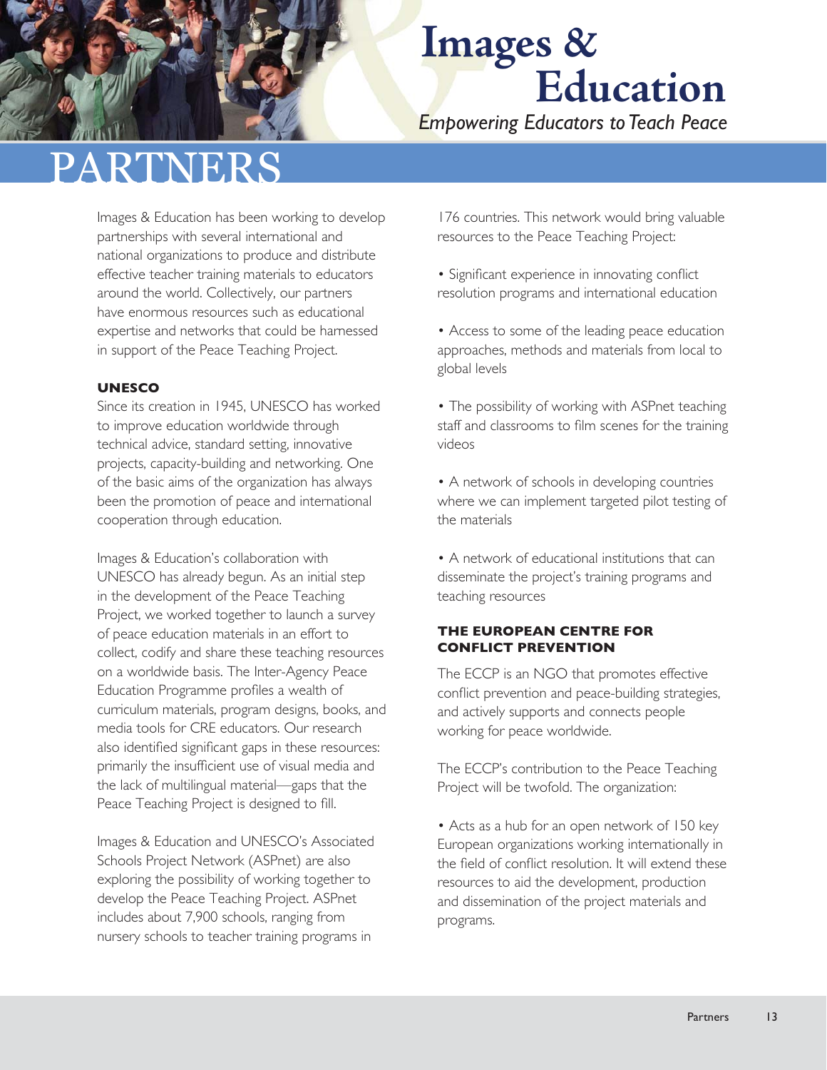# Images & Education

*Empowering Educators to Teach Peace*

# PARTNERS

Images & Education has been working to develop partnerships with several international and national organizations to produce and distribute effective teacher training materials to educators around the world. Collectively, our partners have enormous resources such as educational expertise and networks that could be harnessed in support of the Peace Teaching Project.

### UNESCO

Since its creation in 1945, UNESCO has worked to improve education worldwide through technical advice, standard setting, innovative projects, capacity-building and networking. One of the basic aims of the organization has always been the promotion of peace and international cooperation through education.

Images & Education's collaboration with UNESCO has already begun. As an initial step in the development of the Peace Teaching Project, we worked together to launch a survey of peace education materials in an effort to collect, codify and share these teaching resources on a worldwide basis. The Inter-Agency Peace Education Programme profiles a wealth of curriculum materials, program designs, books, and media tools for CRE educators. Our research also identified significant gaps in these resources: primarily the insufficient use of visual media and the lack of multilingual material—gaps that the Peace Teaching Project is designed to fill.

Images & Education and UNESCO's Associated Schools Project Network (ASPnet) are also exploring the possibility of working together to develop the Peace Teaching Project. ASPnet includes about 7,900 schools, ranging from nursery schools to teacher training programs in 176 countries. This network would bring valuable resources to the Peace Teaching Project:

- Significant experience in innovating conflict resolution programs and international education
- Access to some of the leading peace education approaches, methods and materials from local to global levels
- The possibility of working with ASPnet teaching staff and classrooms to film scenes for the training videos
- A network of schools in developing countries where we can implement targeted pilot testing of the materials
- A network of educational institutions that can disseminate the project's training programs and teaching resources

### THE EUROPEAN CENTRE FOR CONFLICT PREVENTION

The ECCP is an NGO that promotes effective conflict prevention and peace-building strategies, and actively supports and connects people working for peace worldwide.

The ECCP's contribution to the Peace Teaching Project will be twofold. The organization:

- Acts as a hub for an open network of 150 key European organizations working internationally in the field of conflict resolution. It will extend these resources to aid the development, production and dissemination of the project materials and programs.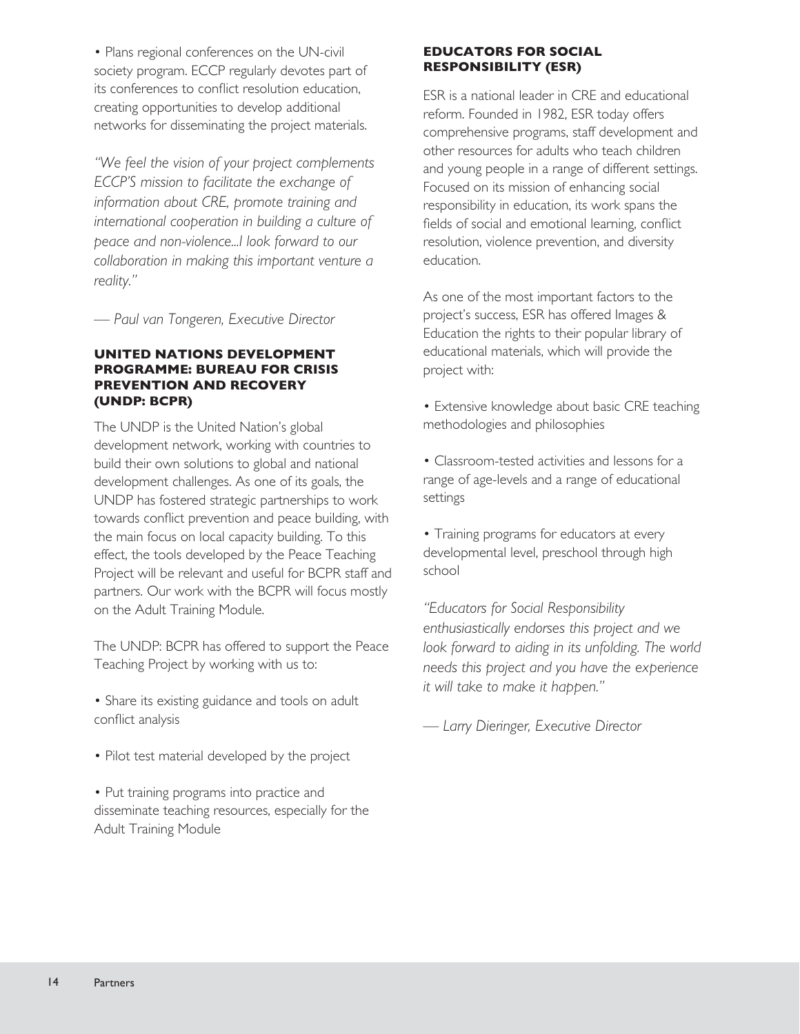• Plans regional conferences on the UN-civil society program. ECCP regularly devotes part of its conferences to conflict resolution education, creating opportunities to develop additional networks for disseminating the project materials.

*"We feel the vision of your project complements ECCP'S mission to facilitate the exchange of information about CRE, promote training and international cooperation in building a culture of peace and non-violence...I look forward to our collaboration in making this important venture a reality."*

*— Paul van Tongeren, Executive Director*

### UNITED NATIONS DEVELOPMENT PROGRAMME: BUREAU FOR CRISIS PREVENTION AND RECOVERY (UNDP: BCPR)

The UNDP is the United Nation's global development network, working with countries to build their own solutions to global and national development challenges. As one of its goals, the UNDP has fostered strategic partnerships to work towards conflict prevention and peace building, with the main focus on local capacity building. To this effect, the tools developed by the Peace Teaching Project will be relevant and useful for BCPR staff and partners. Our work with the BCPR will focus mostly on the Adult Training Module.

The UNDP: BCPR has offered to support the Peace Teaching Project by working with us to:

• Share its existing guidance and tools on adult conflict analysis

• Pilot test material developed by the project

• Put training programs into practice and disseminate teaching resources, especially for the Adult Training Module

### EDUCATORS FOR SOCIAL RESPONSIBILITY (ESR)

ESR is a national leader in CRE and educational reform. Founded in 1982, ESR today offers comprehensive programs, staff development and other resources for adults who teach children and young people in a range of different settings. Focused on its mission of enhancing social responsibility in education, its work spans the fields of social and emotional learning, conflict resolution, violence prevention, and diversity education.

As one of the most important factors to the project's success, ESR has offered Images & Education the rights to their popular library of educational materials, which will provide the project with:

• Extensive knowledge about basic CRE teaching methodologies and philosophies

• Classroom-tested activities and lessons for a range of age-levels and a range of educational settings

• Training programs for educators at every developmental level, preschool through high school

*"Educators for Social Responsibility enthusiastically endorses this project and we look forward to aiding in its unfolding. The world needs this project and you have the experience it will take to make it happen."*

*— Larry Dieringer, Executive Director*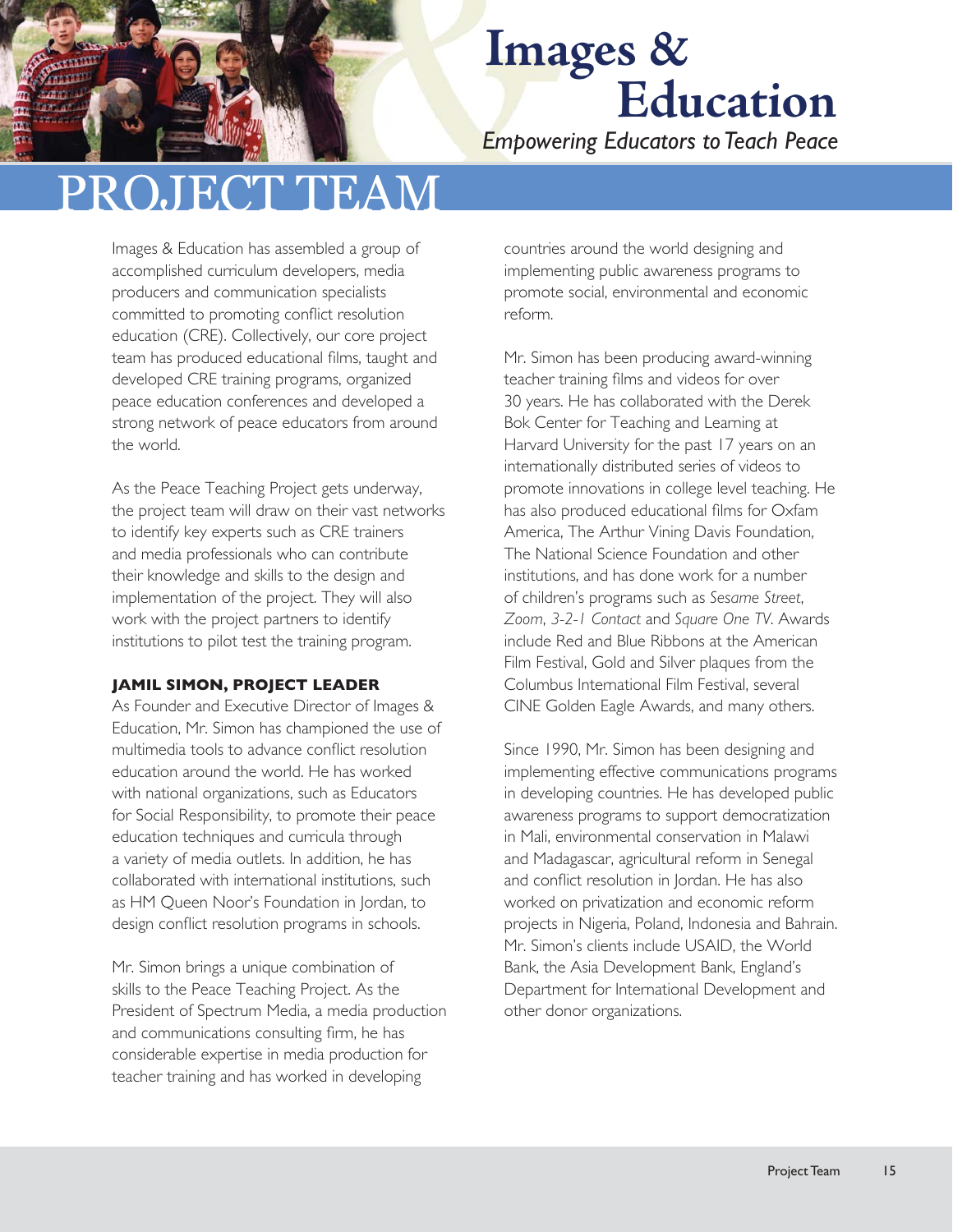# PROJECT TEAM

Images & Education has assembled a group of accomplished curriculum developers, media producers and communication specialists committed to promoting conflict resolution education (CRE). Collectively, our core project team has produced educational films, taught and developed CRE training programs, organized peace education conferences and developed a strong network of peace educators from around the world.

As the Peace Teaching Project gets underway, the project team will draw on their vast networks to identify key experts such as CRE trainers and media professionals who can contribute their knowledge and skills to the design and implementation of the project. They will also work with the project partners to identify institutions to pilot test the training program.

**JAMIL SIMON, PROJECT LEADER**

As Founder and Executive Director of Images & Education, Mr. Simon has championed the use of multimedia tools to advance conflict resolution education around the world. He has worked with national organizations, such as Educators for Social Responsibility, to promote their peace education techniques and curricula through a variety of media outlets. In addition, he has collaborated with international institutions, such as HM Queen Noor's Foundation in Jordan, to design conflict resolution programs in schools.

Mr. Simon brings a unique combination of skills to the Peace Teaching Project. As the President of Spectrum Media, a media production and communications consulting firm, he has considerable expertise in media production for teacher training and has worked in developing countries around the world designing and implementing public awareness programs to promote social, environmental and economic reform.

Mr. Simon has been producing award-winning teacher training films and videos for over 30 years. He has collaborated with the Derek Bok Center for Teaching and Learning at Harvard University for the past 17 years on an internationally distributed series of videos to promote innovations in college level teaching. He has also produced educational films for Oxfam America, The Arthur Vining Davis Foundation, The National Science Foundation and other institutions, and has done work for a number of children's programs such as *Sesame Street*, *Zoom*, *3-2-1 Contact* and *Square One TV*. Awards include Red and Blue Ribbons at the American Film Festival, Gold and Silver plaques from the Columbus International Film Festival, several CINE Golden Eagle Awards, and many others.

Since 1990, Mr. Simon has been designing and implementing effective communications programs in developing countries. He has developed public awareness programs to support democratization in Mali, environmental conservation in Malawi and Madagascar, agricultural reform in Senegal and conflict resolution in Jordan. He has also worked on privatization and economic reform projects in Nigeria, Poland, Indonesia and Bahrain. Mr. Simon's clients include USAID, the World Bank, the Asia Development Bank, England's Department for International Development and other donor organizations.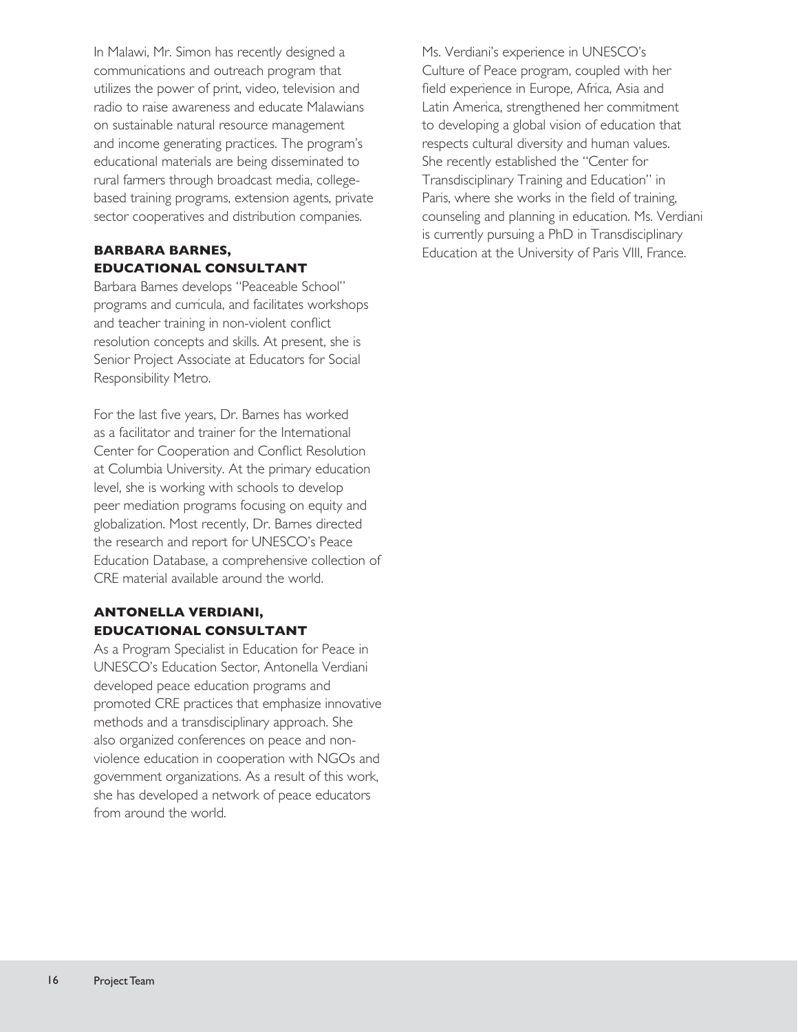In Malawi, Mr. Simon has recently designed a communications and outreach program that utilizes the power of print, video, television and radio to raise awareness and educate Malawians on sustainable natural resource management and income generating practices. The program's educational materials are being disseminated to rural farmers through broadcast media, college-based training programs, extension agents, private sector cooperatives and distribution companies.

### BARBARA BARNES, EDUCATIONAL CONSULTANT

Barbara Barnes develops "Peaceable School" programs and curricula, and facilitates workshops and teacher training in non-violent conflict resolution concepts and skills. At present, she is Senior Project Associate at Educators for Social Responsibility Metro.

For the last five years, Dr. Barnes has worked as a facilitator and trainer for the International Center for Cooperation and Conflict Resolution at Columbia University. At the primary education level, she is working with schools to develop peer mediation programs focusing on equity and globalization. Most recently, Dr. Barnes directed the research and report for UNESCO's Peace Education Database, a comprehensive collection of CRE material available around the world.

### ANTONELLA VERDIANI, EDUCATIONAL CONSULTANT

As a Program Specialist in Education for Peace in UNESCO's Education Sector, Antonella Verdiani developed peace education programs and promoted CRE practices that emphasize innovative methods and a transdisciplinary approach. She also organized conferences on peace and non-violence education in cooperation with NGOs and government organizations. As a result of this work, she has developed a network of peace educators from around the world.

Ms. Verdiani's experience in UNESCO's Culture of Peace program, coupled with her field experience in Europe, Africa, Asia and Latin America, strengthened her commitment to developing a global vision of education that respects cultural diversity and human values. She recently established the "Center for Transdisciplinary Training and Education" in Paris, where she works in the field of training, counseling and planning in education. Ms. Verdiani is currently pursuing a PhD in Transdisciplinary Education at the University of Paris VIII, France.